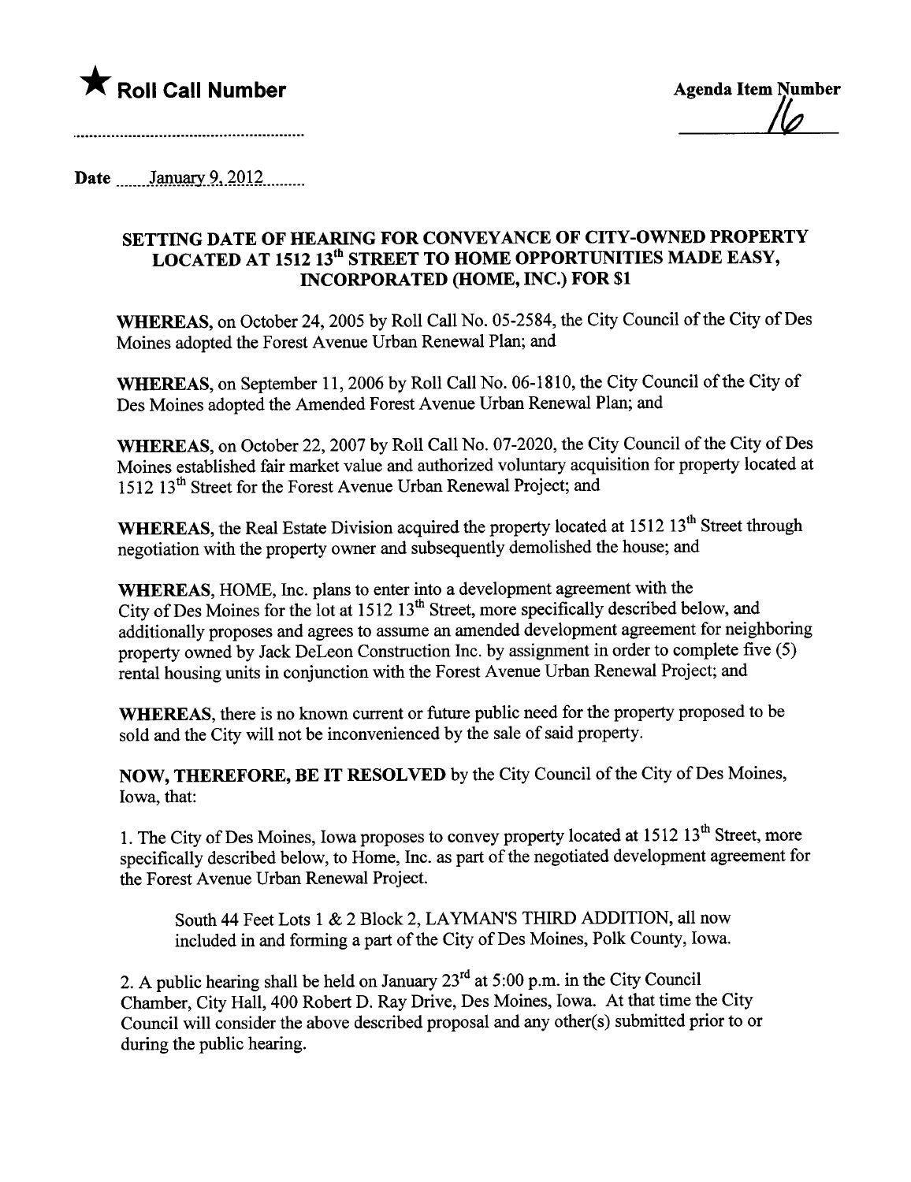★ **Roll Call Number**

..........................................................

**Agenda Item Number**

16

**Date** ......January 9, 2012.........

## SETTING DATE OF HEARING FOR CONVEYANCE OF CITY-OWNED PROPERTY LOCATED AT 1512 13th STREET TO HOME OPPORTUNITIES MADE EASY, INCORPORATED (HOME, INC.) FOR $1

**WHEREAS**, on October 24, 2005 by Roll Call No. 05-2584, the City Council of the City of Des Moines adopted the Forest Avenue Urban Renewal Plan; and

**WHEREAS**, on September 11, 2006 by Roll Call No. 06-1810, the City Council of the City of Des Moines adopted the Amended Forest Avenue Urban Renewal Plan; and

**WHEREAS**, on October 22, 2007 by Roll Call No. 07-2020, the City Council of the City of Des Moines established fair market value and authorized voluntary acquisition for property located at 1512 13th Street for the Forest Avenue Urban Renewal Project; and

**WHEREAS**, the Real Estate Division acquired the property located at 1512 13th Street through negotiation with the property owner and subsequently demolished the house; and

**WHEREAS**, HOME, Inc. plans to enter into a development agreement with the City of Des Moines for the lot at 1512 13th Street, more specifically described below, and additionally proposes and agrees to assume an amended development agreement for neighboring property owned by Jack DeLeon Construction Inc. by assignment in order to complete five (5) rental housing units in conjunction with the Forest Avenue Urban Renewal Project; and

**WHEREAS**, there is no known current or future public need for the property proposed to be sold and the City will not be inconvenienced by the sale of said property.

**NOW, THEREFORE, BE IT RESOLVED** by the City Council of the City of Des Moines, Iowa, that:

1. The City of Des Moines, Iowa proposes to convey property located at 1512 13th Street, more specifically described below, to Home, Inc. as part of the negotiated development agreement for the Forest Avenue Urban Renewal Project.

   South 44 Feet Lots 1 & 2 Block 2, LAYMAN'S THIRD ADDITION, all now included in and forming a part of the City of Des Moines, Polk County, Iowa.

2. A public hearing shall be held on January 23rd at 5:00 p.m. in the City Council Chamber, City Hall, 400 Robert D. Ray Drive, Des Moines, Iowa. At that time the City Council will consider the above described proposal and any other(s) submitted prior to or during the public hearing.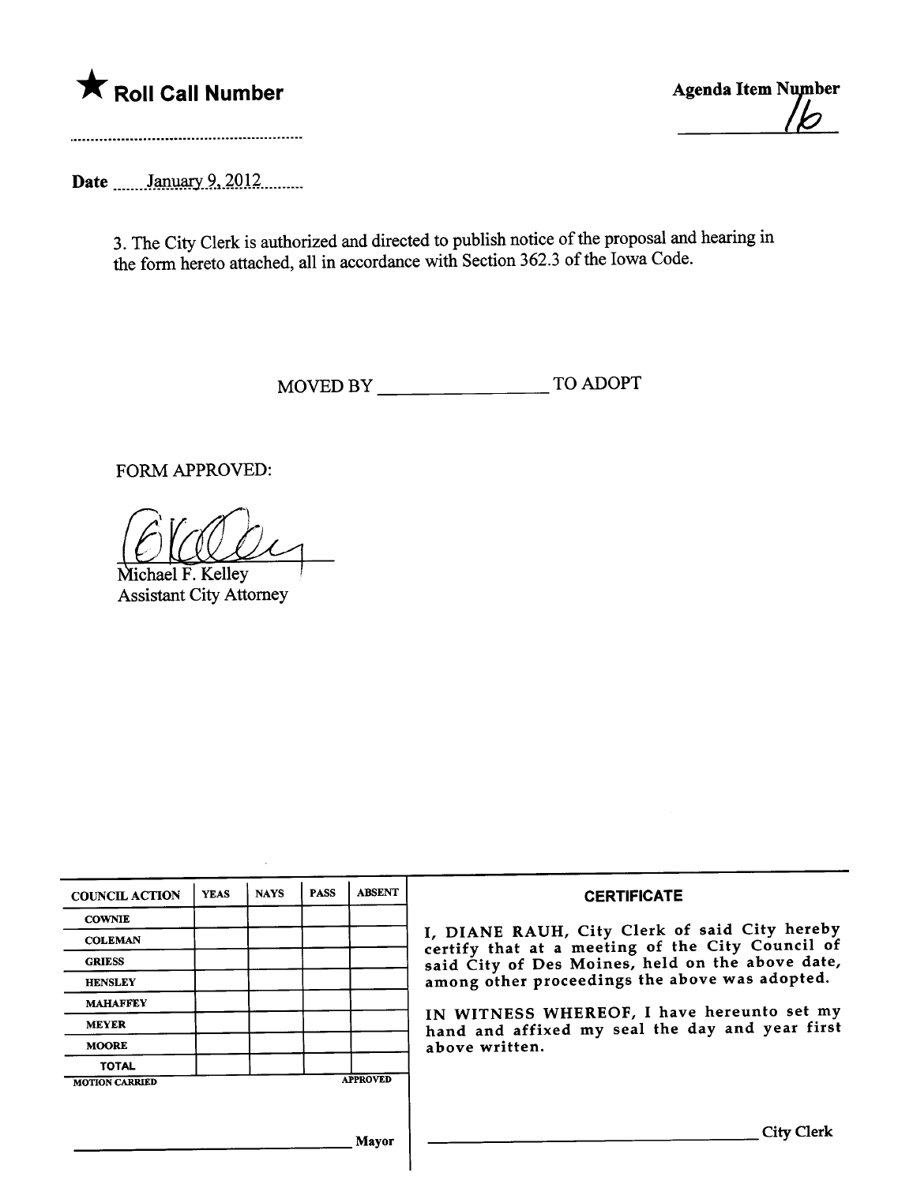★ **Roll Call Number**

..........................................................

**Agenda Item Number**

16

**Date** January 9, 2012

3. The City Clerk is authorized and directed to publish notice of the proposal and hearing in the form hereto attached, all in accordance with Section 362.3 of the Iowa Code.

MOVED BY _______________ TO ADOPT

FORM APPROVED:

Michael F. Kelley
Assistant City Attorney

| COUNCIL ACTION | YEAS | NAYS | PASS | ABSENT |
|---|---|---|---|---|
| COWNIE | | | | |
| COLEMAN | | | | |
| GRIESS | | | | |
| HENSLEY | | | | |
| MAHAFFEY | | | | |
| MEYER | | | | |
| MOORE | | | | |
| TOTAL | | | | |

MOTION CARRIED APPROVED

_______________________________ Mayor

**CERTIFICATE**

I, DIANE RAUH, City Clerk of said City hereby certify that at a meeting of the City Council of said City of Des Moines, held on the above date, among other proceedings the above was adopted.

IN WITNESS WHEREOF, I have hereunto set my hand and affixed my seal the day and year first above written.

_______________________________ City Clerk